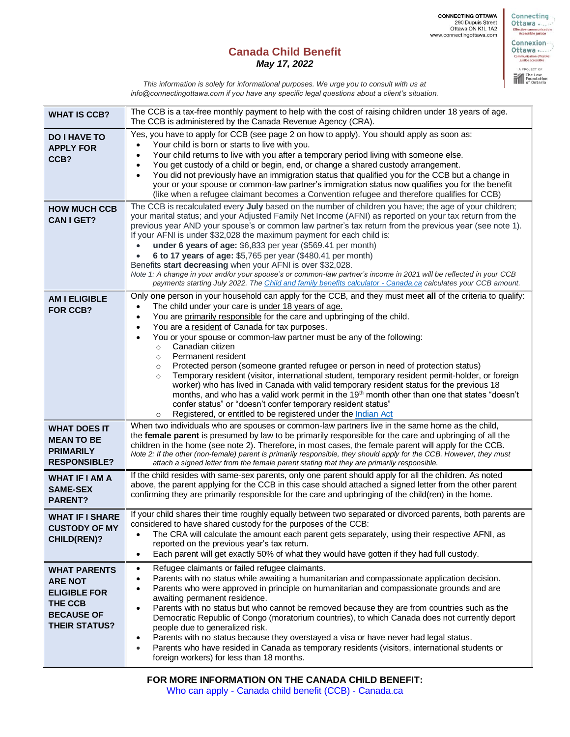CONNECTING OTTAWA
290 Dupuis Street
Ottawa ON K1L 1A2
www.connectingottawa.com

# Canada Child Benefit

***May 17, 2022***

*This information is solely for informational purposes. We urge you to consult with us at info@connectingottawa.com if you have any specific legal questions about a client's situation.*

| | |
|---|---|
| **WHAT IS CCB?** | The CCB is a tax-free monthly payment to help with the cost of raising children under 18 years of age. The CCB is administered by the Canada Revenue Agency (CRA). |
| **DO I HAVE TO APPLY FOR CCB?** | Yes, you have to apply for CCB (see page 2 on how to apply). You should apply as soon as:<br>• Your child is born or starts to live with you.<br>• Your child returns to live with you after a temporary period living with someone else.<br>• You get custody of a child or begin, end, or change a shared custody arrangement.<br>• You did not previously have an immigration status that qualified you for the CCB but a change in your or your spouse or common-law partner's immigration status now qualifies you for the benefit (like when a refugee claimant becomes a Convention refugee and therefore qualifies for CCB) |
| **HOW MUCH CCB CAN I GET?** | The CCB is recalculated every **July** based on the number of children you have; the age of your children; your marital status; and your Adjusted Family Net Income (AFNI) as reported on your tax return from the previous year AND your spouse's or common law partner's tax return from the previous year (see note 1).<br>If your AFNI is under $32,028 the maximum payment for each child is:<br>• **under 6 years of age:** $6,833 per year ($569.41 per month)<br>• **6 to 17 years of age:** $5,765 per year ($480.41 per month)<br>Benefits **start decreasing** when your AFNI is over $32,028.<br>*Note 1: A change in your and/or your spouse's or common-law partner's income in 2021 will be reflected in your CCB payments starting July 2022. The Child and family benefits calculator - Canada.ca calculates your CCB amount.* |
| **AM I ELIGIBLE FOR CCB?** | Only **one** person in your household can apply for the CCB, and they must meet **all** of the criteria to qualify:<br>• The child under your care is under 18 years of age.<br>• You are primarily responsible for the care and upbringing of the child.<br>• You are a resident of Canada for tax purposes.<br>• You or your spouse or common-law partner must be any of the following:<br>  ○ Canadian citizen<br>  ○ Permanent resident<br>  ○ Protected person (someone granted refugee or person in need of protection status)<br>  ○ Temporary resident (visitor, international student, temporary resident permit-holder, or foreign worker) who has lived in Canada with valid temporary resident status for the previous 18 months, and who has a valid work permit in the 19th month other than one that states "doesn't confer status" or "doesn't confer temporary resident status"<br>  ○ Registered, or entitled to be registered under the Indian Act |
| **WHAT DOES IT MEAN TO BE PRIMARILY RESPONSIBLE?** | When two individuals who are spouses or common-law partners live in the same home as the child, the **female parent** is presumed by law to be primarily responsible for the care and upbringing of all the children in the home (see note 2). Therefore, in most cases, the female parent will apply for the CCB.<br>*Note 2: If the other (non-female) parent is primarily responsible, they should apply for the CCB. However, they must attach a signed letter from the female parent stating that they are primarily responsible.* |
| **WHAT IF I AM A SAME-SEX PARENT?** | If the child resides with same-sex parents, only one parent should apply for all the children. As noted above, the parent applying for the CCB in this case should attached a signed letter from the other parent confirming they are primarily responsible for the care and upbringing of the child(ren) in the home. |
| **WHAT IF I SHARE CUSTODY OF MY CHILD(REN)?** | If your child shares their time roughly equally between two separated or divorced parents, both parents are considered to have shared custody for the purposes of the CCB:<br>• The CRA will calculate the amount each parent gets separately, using their respective AFNI, as reported on the previous year's tax return.<br>• Each parent will get exactly 50% of what they would have gotten if they had full custody. |
| **WHAT PARENTS ARE NOT ELIGIBLE FOR THE CCB BECAUSE OF THEIR STATUS?** | • Refugee claimants or failed refugee claimants.<br>• Parents with no status while awaiting a humanitarian and compassionate application decision.<br>• Parents who were approved in principle on humanitarian and compassionate grounds and are awaiting permanent residence.<br>• Parents with no status but who cannot be removed because they are from countries such as the Democratic Republic of Congo (moratorium countries), to which Canada does not currently deport people due to generalized risk.<br>• Parents with no status because they overstayed a visa or have never had legal status.<br>• Parents who have resided in Canada as temporary residents (visitors, international students or foreign workers) for less than 18 months. |

**FOR MORE INFORMATION ON THE CANADA CHILD BENEFIT:**

Who can apply - Canada child benefit (CCB) - Canada.ca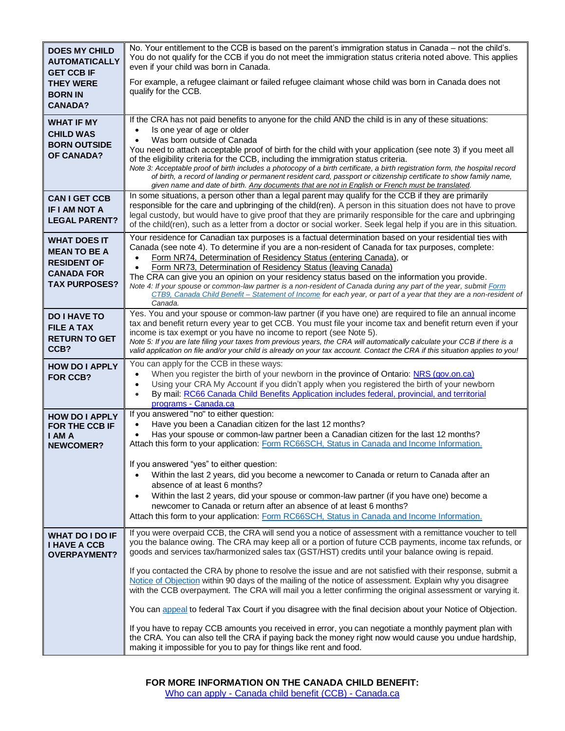| | |
|---|---|
| **DOES MY CHILD AUTOMATICALLY GET CCB IF THEY WERE BORN IN CANADA?** | No. Your entitlement to the CCB is based on the parent's immigration status in Canada – not the child's. You do not qualify for the CCB if you do not meet the immigration status criteria noted above. This applies even if your child was born in Canada.<br><br>For example, a refugee claimant or failed refugee claimant whose child was born in Canada does not qualify for the CCB. |
| **WHAT IF MY CHILD WAS BORN OUTSIDE OF CANADA?** | If the CRA has not paid benefits to anyone for the child AND the child is in any of these situations:<br>• Is one year of age or older<br>• Was born outside of Canada<br>You need to attach acceptable proof of birth for the child with your application (see note 3) if you meet all of the eligibility criteria for the CCB, including the immigration status criteria.<br>*Note 3: Acceptable proof of birth includes a photocopy of a birth certificate, a birth registration form, the hospital record of birth, a record of landing or permanent resident card, passport or citizenship certificate to show family name, given name and date of birth. Any documents that are not in English or French must be translated.* |
| **CAN I GET CCB IF I AM NOT A LEGAL PARENT?** | In some situations, a person other than a legal parent may qualify for the CCB if they are primarily responsible for the care and upbringing of the child(ren). A person in this situation does not have to prove legal custody, but would have to give proof that they are primarily responsible for the care and upbringing of the child(ren), such as a letter from a doctor or social worker. Seek legal help if you are in this situation. |
| **WHAT DOES IT MEAN TO BE A RESIDENT OF CANADA FOR TAX PURPOSES?** | Your residence for Canadian tax purposes is a factual determination based on your residential ties with Canada (see note 4). To determine if you are a non-resident of Canada for tax purposes, complete:<br>• Form NR74, Determination of Residency Status (entering Canada), or<br>• Form NR73, Determination of Residency Status (leaving Canada)<br>The CRA can give you an opinion on your residency status based on the information you provide.<br>*Note 4: If your spouse or common-law partner is a non-resident of Canada during any part of the year, submit Form CTB9, Canada Child Benefit – Statement of Income for each year, or part of a year that they are a non-resident of Canada.* |
| **DO I HAVE TO FILE A TAX RETURN TO GET CCB?** | Yes. You and your spouse or common-law partner (if you have one) are required to file an annual income tax and benefit return every year to get CCB. You must file your income tax and benefit return even if your income is tax exempt or you have no income to report (see Note 5).<br>*Note 5: If you are late filing your taxes from previous years, the CRA will automatically calculate your CCB if there is a valid application on file and/or your child is already on your tax account. Contact the CRA if this situation applies to you!* |
| **HOW DO I APPLY FOR CCB?** | You can apply for the CCB in these ways:<br>• When you register the birth of your newborn in the province of Ontario: NRS (gov.on.ca)<br>• Using your CRA My Account if you didn't apply when you registered the birth of your newborn<br>• By mail: RC66 Canada Child Benefits Application includes federal, provincial, and territorial programs - Canada.ca |
| **HOW DO I APPLY FOR THE CCB IF I AM A NEWCOMER?** | If you answered "no" to either question:<br>• Have you been a Canadian citizen for the last 12 months?<br>• Has your spouse or common-law partner been a Canadian citizen for the last 12 months?<br>Attach this form to your application: Form RC66SCH, Status in Canada and Income Information.<br><br>If you answered "yes" to either question:<br>• Within the last 2 years, did you become a newcomer to Canada or return to Canada after an absence of at least 6 months?<br>• Within the last 2 years, did your spouse or common-law partner (if you have one) become a newcomer to Canada or return after an absence of at least 6 months?<br>Attach this form to your application: Form RC66SCH, Status in Canada and Income Information. |
| **WHAT DO I DO IF I HAVE A CCB OVERPAYMENT?** | If you were overpaid CCB, the CRA will send you a notice of assessment with a remittance voucher to tell you the balance owing. The CRA may keep all or a portion of future CCB payments, income tax refunds, or goods and services tax/harmonized sales tax (GST/HST) credits until your balance owing is repaid.<br><br>If you contacted the CRA by phone to resolve the issue and are not satisfied with their response, submit a Notice of Objection within 90 days of the mailing of the notice of assessment. Explain why you disagree with the CCB overpayment. The CRA will mail you a letter confirming the original assessment or varying it.<br><br>You can appeal to federal Tax Court if you disagree with the final decision about your Notice of Objection.<br><br>If you have to repay CCB amounts you received in error, you can negotiate a monthly payment plan with the CRA. You can also tell the CRA if paying back the money right now would cause you undue hardship, making it impossible for you to pay for things like rent and food. |

**FOR MORE INFORMATION ON THE CANADA CHILD BENEFIT:**
Who can apply - Canada child benefit (CCB) - Canada.ca